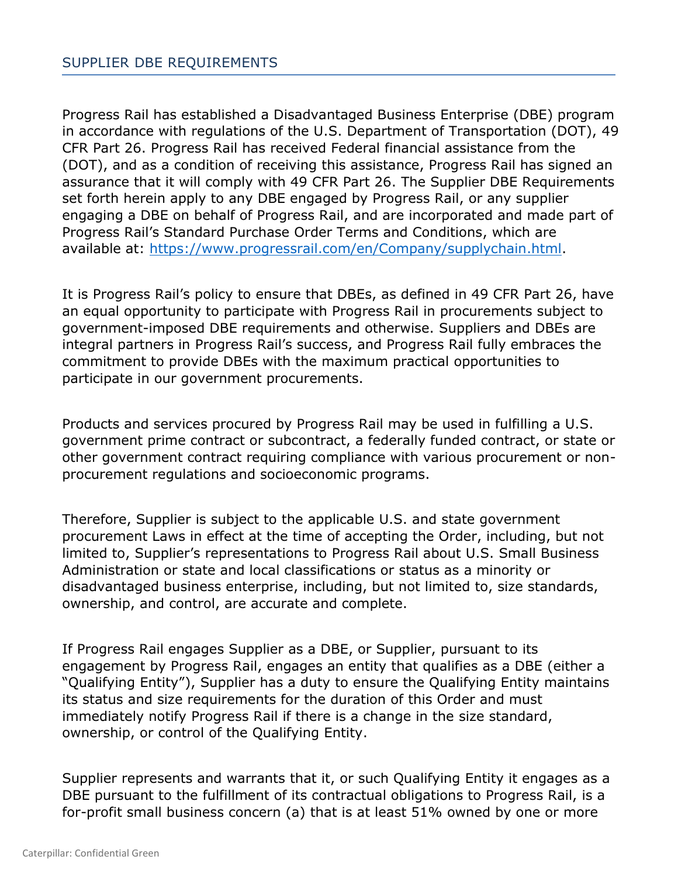## SUPPLIER DBE REQUIREMENTS

Progress Rail has established a Disadvantaged Business Enterprise (DBE) program in accordance with regulations of the U.S. Department of Transportation (DOT), 49 CFR Part 26. Progress Rail has received Federal financial assistance from the (DOT), and as a condition of receiving this assistance, Progress Rail has signed an assurance that it will comply with 49 CFR Part 26. The Supplier DBE Requirements set forth herein apply to any DBE engaged by Progress Rail, or any supplier engaging a DBE on behalf of Progress Rail, and are incorporated and made part of Progress Rail's Standard Purchase Order Terms and Conditions, which are available at: [https://www.progressrail.com/en/Company/supplychain.html](https://www.progressrail.com/en/Company/supplychain.html).

It is Progress Rail's policy to ensure that DBEs, as defined in 49 CFR Part 26, have an equal opportunity to participate with Progress Rail in procurements subject to government-imposed DBE requirements and otherwise. Suppliers and DBEs are integral partners in Progress Rail's success, and Progress Rail fully embraces the commitment to provide DBEs with the maximum practical opportunities to participate in our government procurements.

Products and services procured by Progress Rail may be used in fulfilling a U.S. government prime contract or subcontract, a federally funded contract, or state or other government contract requiring compliance with various procurement or non-procurement regulations and socioeconomic programs.

Therefore, Supplier is subject to the applicable U.S. and state government procurement Laws in effect at the time of accepting the Order, including, but not limited to, Supplier's representations to Progress Rail about U.S. Small Business Administration or state and local classifications or status as a minority or disadvantaged business enterprise, including, but not limited to, size standards, ownership, and control, are accurate and complete.

If Progress Rail engages Supplier as a DBE, or Supplier, pursuant to its engagement by Progress Rail, engages an entity that qualifies as a DBE (either a "Qualifying Entity"), Supplier has a duty to ensure the Qualifying Entity maintains its status and size requirements for the duration of this Order and must immediately notify Progress Rail if there is a change in the size standard, ownership, or control of the Qualifying Entity.

Supplier represents and warrants that it, or such Qualifying Entity it engages as a DBE pursuant to the fulfillment of its contractual obligations to Progress Rail, is a for-profit small business concern (a) that is at least 51% owned by one or more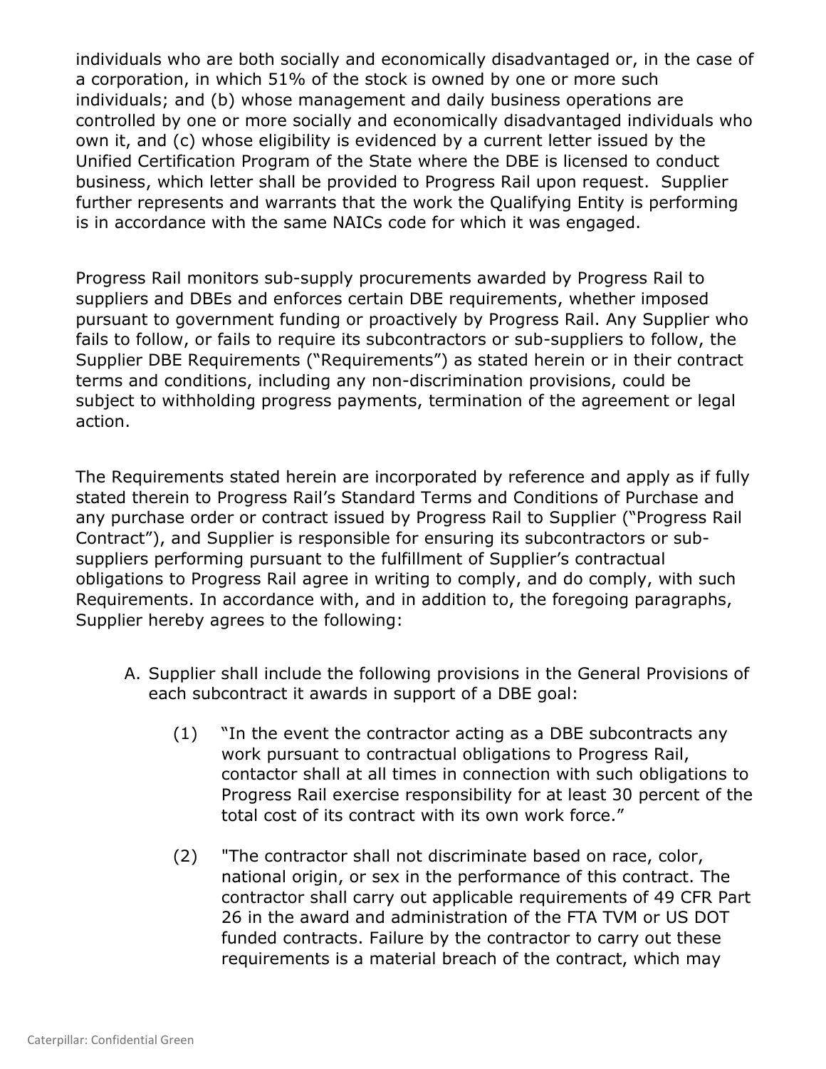individuals who are both socially and economically disadvantaged or, in the case of a corporation, in which 51% of the stock is owned by one or more such individuals; and (b) whose management and daily business operations are controlled by one or more socially and economically disadvantaged individuals who own it, and (c) whose eligibility is evidenced by a current letter issued by the Unified Certification Program of the State where the DBE is licensed to conduct business, which letter shall be provided to Progress Rail upon request. Supplier further represents and warrants that the work the Qualifying Entity is performing is in accordance with the same NAICs code for which it was engaged.

Progress Rail monitors sub-supply procurements awarded by Progress Rail to suppliers and DBEs and enforces certain DBE requirements, whether imposed pursuant to government funding or proactively by Progress Rail. Any Supplier who fails to follow, or fails to require its subcontractors or sub-suppliers to follow, the Supplier DBE Requirements ("Requirements") as stated herein or in their contract terms and conditions, including any non-discrimination provisions, could be subject to withholding progress payments, termination of the agreement or legal action.

The Requirements stated herein are incorporated by reference and apply as if fully stated therein to Progress Rail's Standard Terms and Conditions of Purchase and any purchase order or contract issued by Progress Rail to Supplier ("Progress Rail Contract"), and Supplier is responsible for ensuring its subcontractors or sub-suppliers performing pursuant to the fulfillment of Supplier's contractual obligations to Progress Rail agree in writing to comply, and do comply, with such Requirements. In accordance with, and in addition to, the foregoing paragraphs, Supplier hereby agrees to the following:

A. Supplier shall include the following provisions in the General Provisions of each subcontract it awards in support of a DBE goal:

   (1) "In the event the contractor acting as a DBE subcontracts any work pursuant to contractual obligations to Progress Rail, contactor shall at all times in connection with such obligations to Progress Rail exercise responsibility for at least 30 percent of the total cost of its contract with its own work force."

   (2) "The contractor shall not discriminate based on race, color, national origin, or sex in the performance of this contract. The contractor shall carry out applicable requirements of 49 CFR Part 26 in the award and administration of the FTA TVM or US DOT funded contracts. Failure by the contractor to carry out these requirements is a material breach of the contract, which may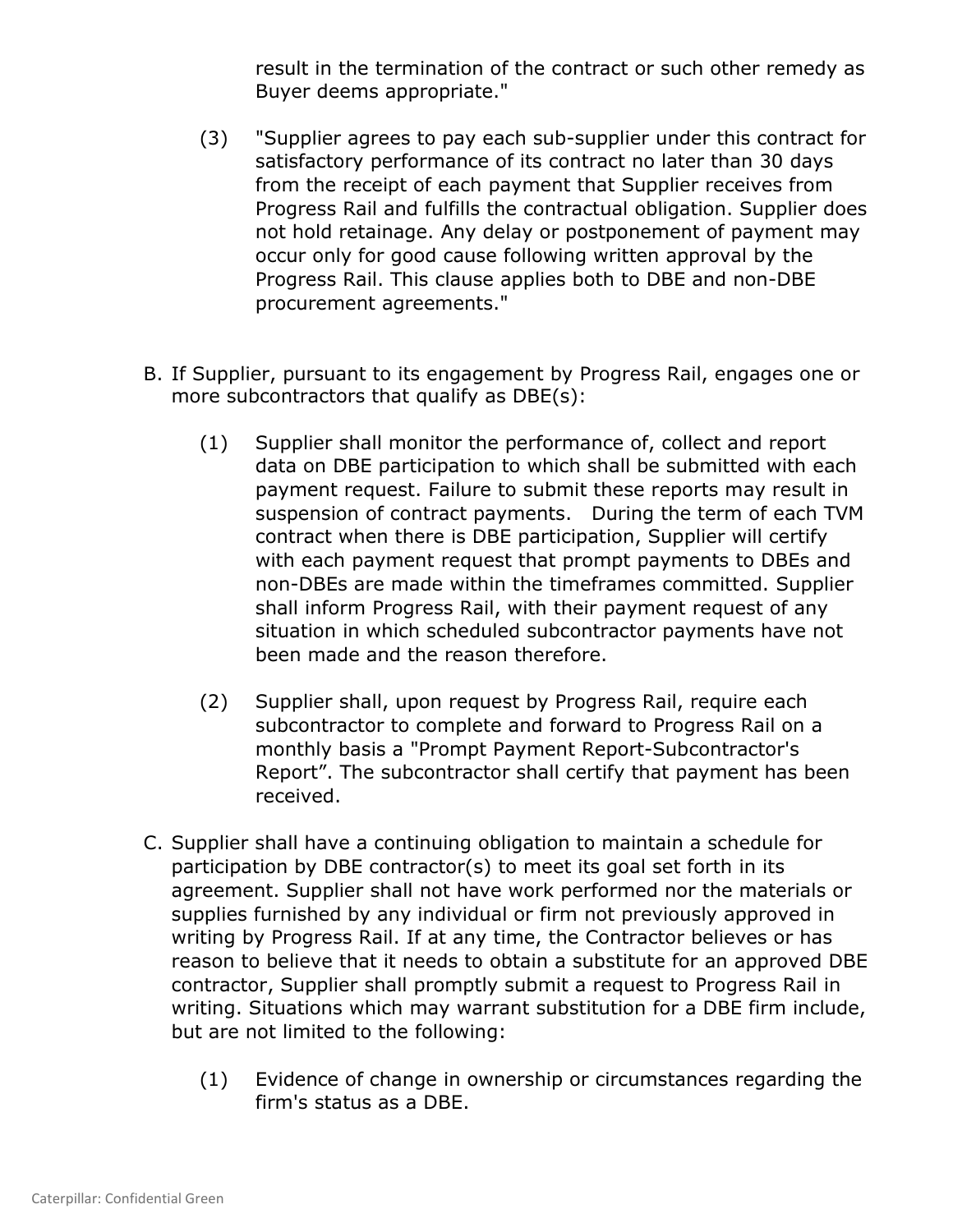result in the termination of the contract or such other remedy as Buyer deems appropriate."

(3) "Supplier agrees to pay each sub-supplier under this contract for satisfactory performance of its contract no later than 30 days from the receipt of each payment that Supplier receives from Progress Rail and fulfills the contractual obligation. Supplier does not hold retainage. Any delay or postponement of payment may occur only for good cause following written approval by the Progress Rail. This clause applies both to DBE and non-DBE procurement agreements."

B. If Supplier, pursuant to its engagement by Progress Rail, engages one or more subcontractors that qualify as DBE(s):

(1) Supplier shall monitor the performance of, collect and report data on DBE participation to which shall be submitted with each payment request. Failure to submit these reports may result in suspension of contract payments. During the term of each TVM contract when there is DBE participation, Supplier will certify with each payment request that prompt payments to DBEs and non-DBEs are made within the timeframes committed. Supplier shall inform Progress Rail, with their payment request of any situation in which scheduled subcontractor payments have not been made and the reason therefore.

(2) Supplier shall, upon request by Progress Rail, require each subcontractor to complete and forward to Progress Rail on a monthly basis a "Prompt Payment Report-Subcontractor's Report". The subcontractor shall certify that payment has been received.

C. Supplier shall have a continuing obligation to maintain a schedule for participation by DBE contractor(s) to meet its goal set forth in its agreement. Supplier shall not have work performed nor the materials or supplies furnished by any individual or firm not previously approved in writing by Progress Rail. If at any time, the Contractor believes or has reason to believe that it needs to obtain a substitute for an approved DBE contractor, Supplier shall promptly submit a request to Progress Rail in writing. Situations which may warrant substitution for a DBE firm include, but are not limited to the following:

(1) Evidence of change in ownership or circumstances regarding the firm's status as a DBE.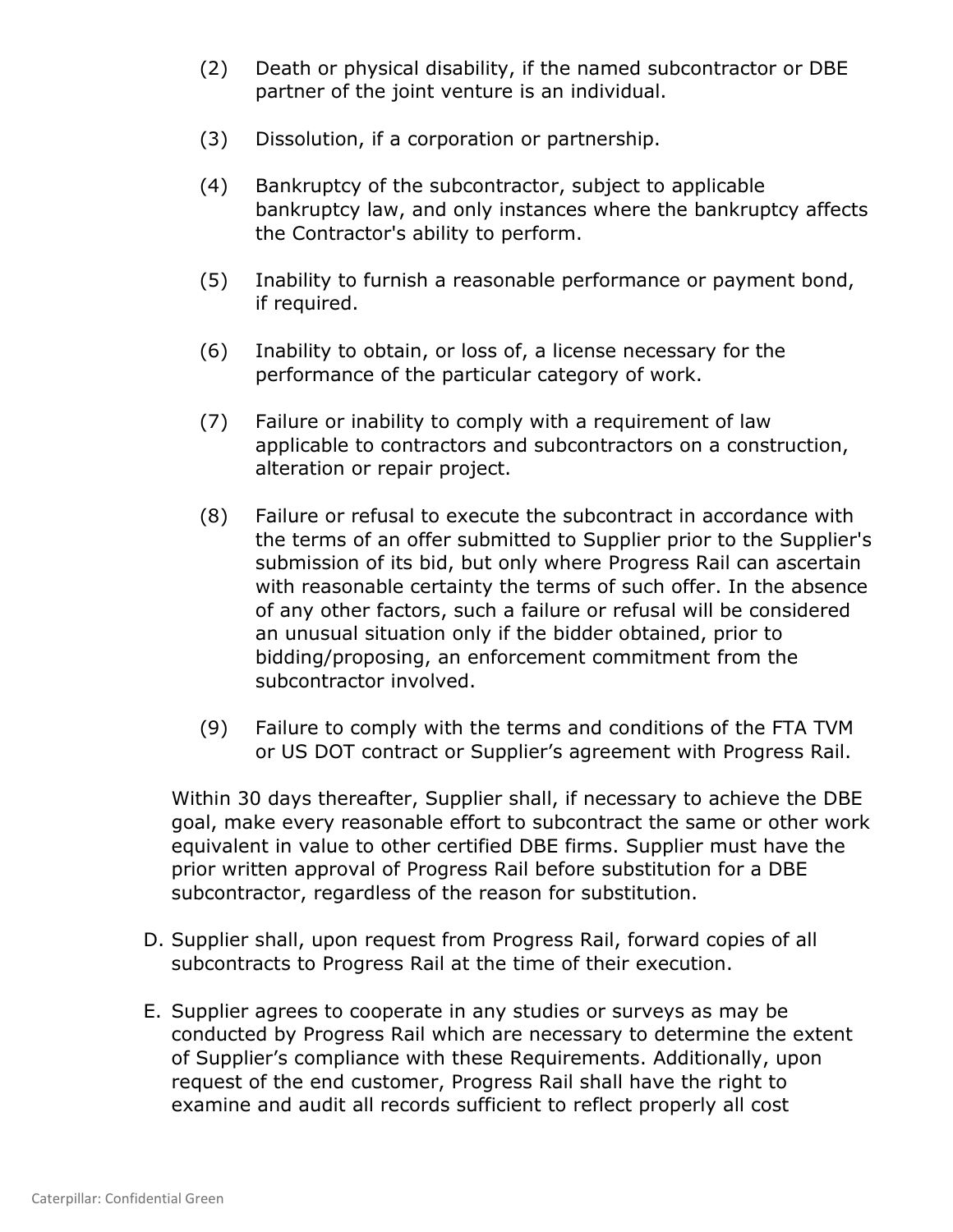(2) Death or physical disability, if the named subcontractor or DBE partner of the joint venture is an individual.

(3) Dissolution, if a corporation or partnership.

(4) Bankruptcy of the subcontractor, subject to applicable bankruptcy law, and only instances where the bankruptcy affects the Contractor's ability to perform.

(5) Inability to furnish a reasonable performance or payment bond, if required.

(6) Inability to obtain, or loss of, a license necessary for the performance of the particular category of work.

(7) Failure or inability to comply with a requirement of law applicable to contractors and subcontractors on a construction, alteration or repair project.

(8) Failure or refusal to execute the subcontract in accordance with the terms of an offer submitted to Supplier prior to the Supplier's submission of its bid, but only where Progress Rail can ascertain with reasonable certainty the terms of such offer. In the absence of any other factors, such a failure or refusal will be considered an unusual situation only if the bidder obtained, prior to bidding/proposing, an enforcement commitment from the subcontractor involved.

(9) Failure to comply with the terms and conditions of the FTA TVM or US DOT contract or Supplier's agreement with Progress Rail.

Within 30 days thereafter, Supplier shall, if necessary to achieve the DBE goal, make every reasonable effort to subcontract the same or other work equivalent in value to other certified DBE firms. Supplier must have the prior written approval of Progress Rail before substitution for a DBE subcontractor, regardless of the reason for substitution.

D. Supplier shall, upon request from Progress Rail, forward copies of all subcontracts to Progress Rail at the time of their execution.

E. Supplier agrees to cooperate in any studies or surveys as may be conducted by Progress Rail which are necessary to determine the extent of Supplier's compliance with these Requirements. Additionally, upon request of the end customer, Progress Rail shall have the right to examine and audit all records sufficient to reflect properly all cost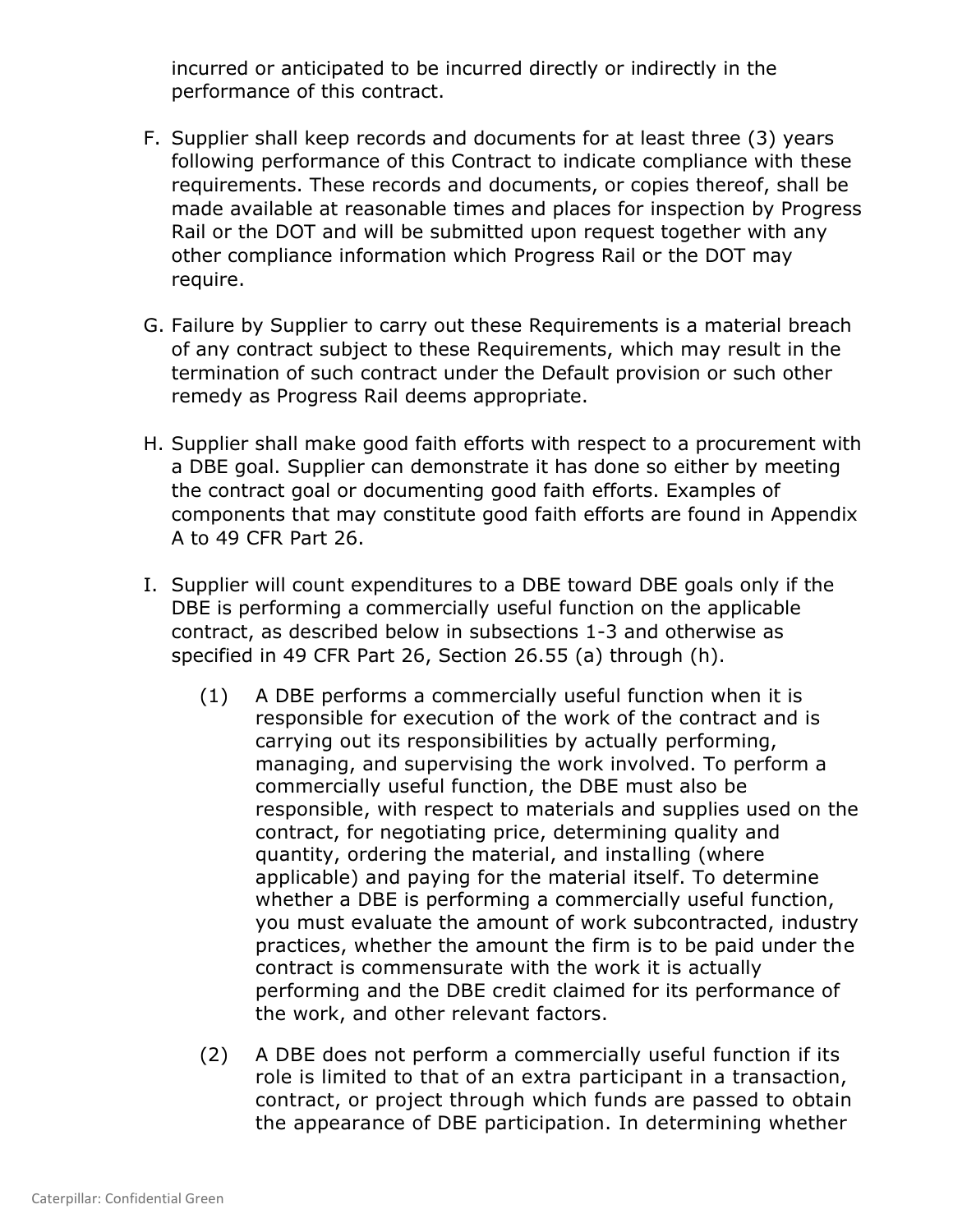incurred or anticipated to be incurred directly or indirectly in the performance of this contract.

F. Supplier shall keep records and documents for at least three (3) years following performance of this Contract to indicate compliance with these requirements. These records and documents, or copies thereof, shall be made available at reasonable times and places for inspection by Progress Rail or the DOT and will be submitted upon request together with any other compliance information which Progress Rail or the DOT may require.

G. Failure by Supplier to carry out these Requirements is a material breach of any contract subject to these Requirements, which may result in the termination of such contract under the Default provision or such other remedy as Progress Rail deems appropriate.

H. Supplier shall make good faith efforts with respect to a procurement with a DBE goal. Supplier can demonstrate it has done so either by meeting the contract goal or documenting good faith efforts. Examples of components that may constitute good faith efforts are found in Appendix A to 49 CFR Part 26.

I. Supplier will count expenditures to a DBE toward DBE goals only if the DBE is performing a commercially useful function on the applicable contract, as described below in subsections 1-3 and otherwise as specified in 49 CFR Part 26, Section 26.55 (a) through (h).

   (1) A DBE performs a commercially useful function when it is responsible for execution of the work of the contract and is carrying out its responsibilities by actually performing, managing, and supervising the work involved. To perform a commercially useful function, the DBE must also be responsible, with respect to materials and supplies used on the contract, for negotiating price, determining quality and quantity, ordering the material, and installing (where applicable) and paying for the material itself. To determine whether a DBE is performing a commercially useful function, you must evaluate the amount of work subcontracted, industry practices, whether the amount the firm is to be paid under the contract is commensurate with the work it is actually performing and the DBE credit claimed for its performance of the work, and other relevant factors.

   (2) A DBE does not perform a commercially useful function if its role is limited to that of an extra participant in a transaction, contract, or project through which funds are passed to obtain the appearance of DBE participation. In determining whether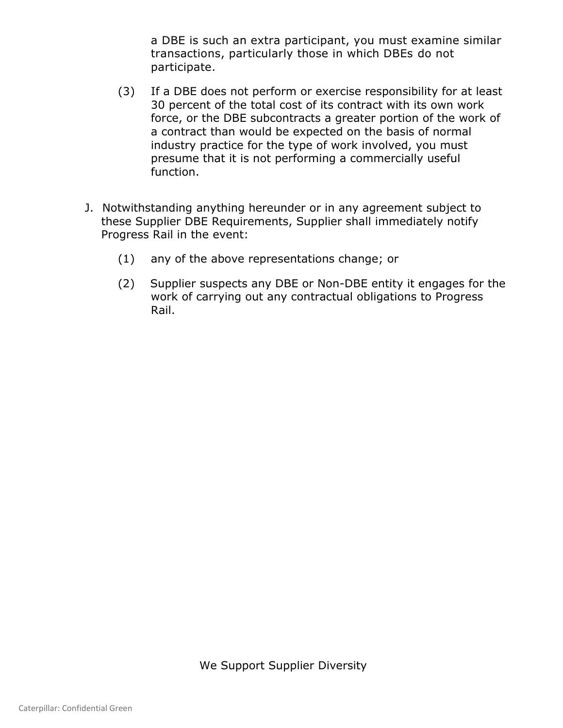a DBE is such an extra participant, you must examine similar transactions, particularly those in which DBEs do not participate.

(3) If a DBE does not perform or exercise responsibility for at least 30 percent of the total cost of its contract with its own work force, or the DBE subcontracts a greater portion of the work of a contract than would be expected on the basis of normal industry practice for the type of work involved, you must presume that it is not performing a commercially useful function.

J. Notwithstanding anything hereunder or in any agreement subject to these Supplier DBE Requirements, Supplier shall immediately notify Progress Rail in the event:

(1) any of the above representations change; or

(2) Supplier suspects any DBE or Non-DBE entity it engages for the work of carrying out any contractual obligations to Progress Rail.

We Support Supplier Diversity

Caterpillar: Confidential Green